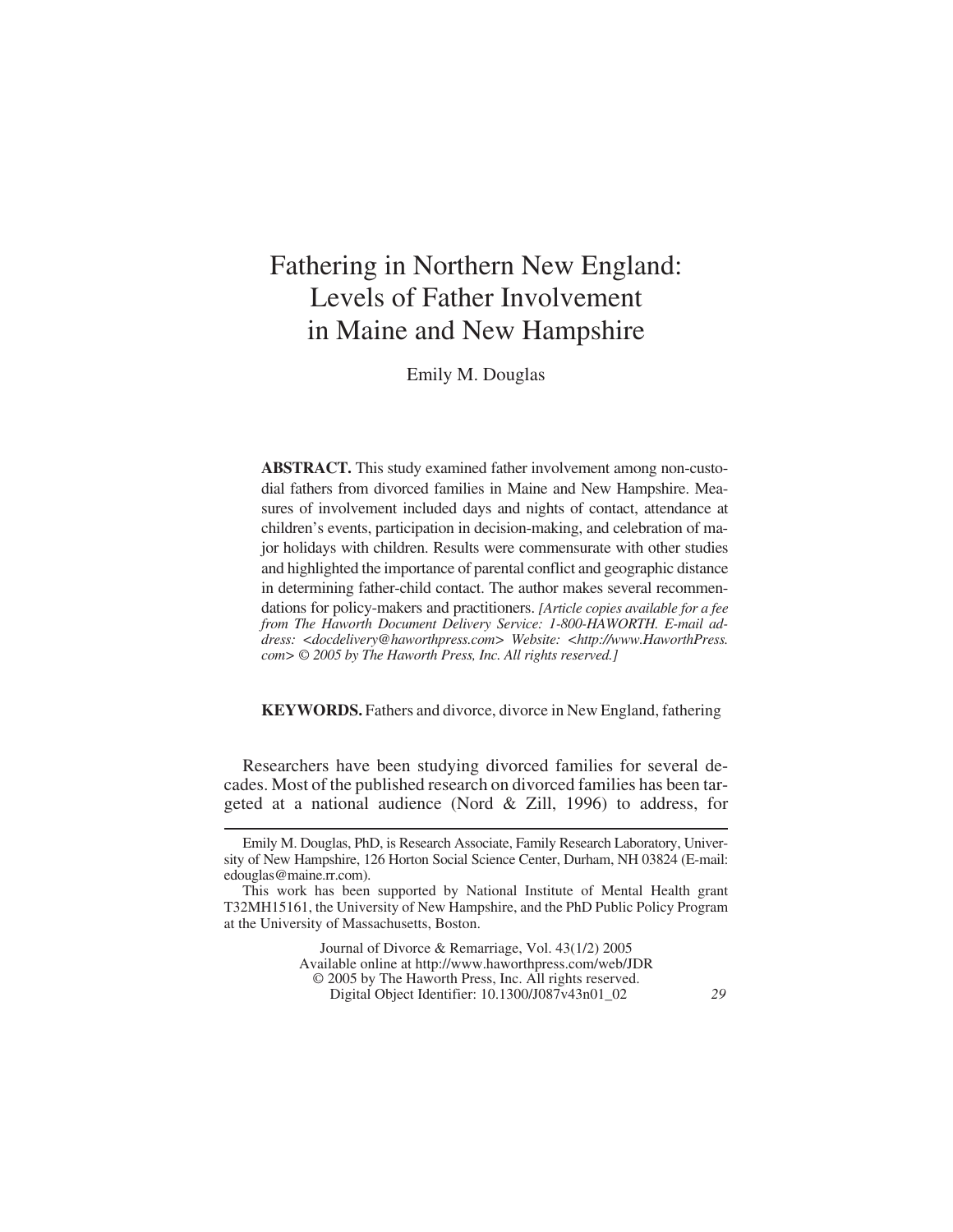# Fathering in Northern New England: Levels of Father Involvement in Maine and New Hampshire

Emily M. Douglas

**ABSTRACT.** This study examined father involvement among non-custodial fathers from divorced families in Maine and New Hampshire. Measures of involvement included days and nights of contact, attendance at children's events, participation in decision-making, and celebration of major holidays with children. Results were commensurate with other studies and highlighted the importance of parental conflict and geographic distance in determining father-child contact. The author makes several recommendations for policy-makers and practitioners. *[Article copies available for a fee from The Haworth Document Delivery Service: 1-800-HAWORTH. E-mail address: <docdelivery@haworthpress.com> Website: <http://www.HaworthPress.com> © 2005 by The Haworth Press, Inc. All rights reserved.]*

**KEYWORDS.** Fathers and divorce, divorce in New England, fathering

Researchers have been studying divorced families for several decades. Most of the published research on divorced families has been targeted at a national audience (Nord & Zill, 1996) to address, for

---

Emily M. Douglas, PhD, is Research Associate, Family Research Laboratory, University of New Hampshire, 126 Horton Social Science Center, Durham, NH 03824 (E-mail: edouglas@maine.rr.com).

This work has been supported by National Institute of Mental Health grant T32MH15161, the University of New Hampshire, and the PhD Public Policy Program at the University of Massachusetts, Boston.

Journal of Divorce & Remarriage, Vol. 43(1/2) 2005
Available online at http://www.haworthpress.com/web/JDR
© 2005 by The Haworth Press, Inc. All rights reserved.
Digital Object Identifier: 10.1300/J087v43n01_02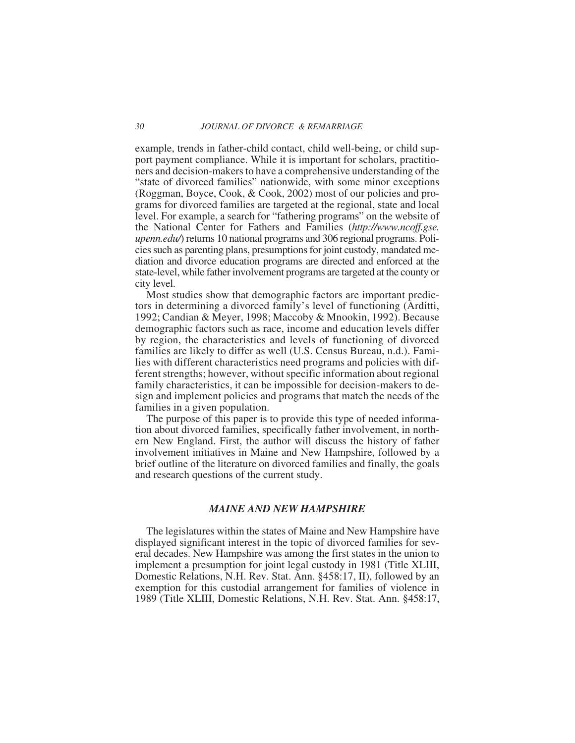example, trends in father-child contact, child well-being, or child support payment compliance. While it is important for scholars, practitioners and decision-makers to have a comprehensive understanding of the "state of divorced families" nationwide, with some minor exceptions (Roggman, Boyce, Cook, & Cook, 2002) most of our policies and programs for divorced families are targeted at the regional, state and local level. For example, a search for "fathering programs" on the website of the National Center for Fathers and Families (*http://www.ncoff.gse.upenn.edu/*) returns 10 national programs and 306 regional programs. Policies such as parenting plans, presumptions for joint custody, mandated mediation and divorce education programs are directed and enforced at the state-level, while father involvement programs are targeted at the county or city level.

Most studies show that demographic factors are important predictors in determining a divorced family's level of functioning (Arditti, 1992; Candian & Meyer, 1998; Maccoby & Mnookin, 1992). Because demographic factors such as race, income and education levels differ by region, the characteristics and levels of functioning of divorced families are likely to differ as well (U.S. Census Bureau, n.d.). Families with different characteristics need programs and policies with different strengths; however, without specific information about regional family characteristics, it can be impossible for decision-makers to design and implement policies and programs that match the needs of the families in a given population.

The purpose of this paper is to provide this type of needed information about divorced families, specifically father involvement, in northern New England. First, the author will discuss the history of father involvement initiatives in Maine and New Hampshire, followed by a brief outline of the literature on divorced families and finally, the goals and research questions of the current study.

## *MAINE AND NEW HAMPSHIRE*

The legislatures within the states of Maine and New Hampshire have displayed significant interest in the topic of divorced families for several decades. New Hampshire was among the first states in the union to implement a presumption for joint legal custody in 1981 (Title XLIII, Domestic Relations, N.H. Rev. Stat. Ann. §458:17, II), followed by an exemption for this custodial arrangement for families of violence in 1989 (Title XLIII, Domestic Relations, N.H. Rev. Stat. Ann. §458:17,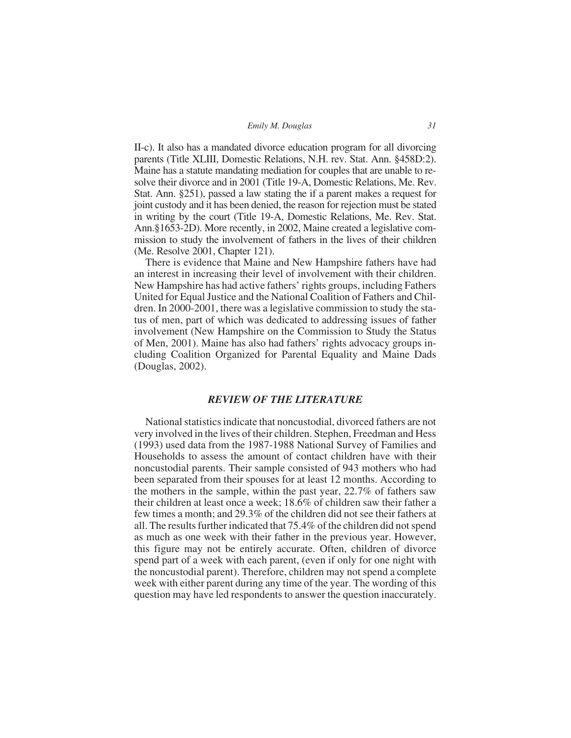II-c). It also has a mandated divorce education program for all divorcing parents (Title XLIII, Domestic Relations, N.H. rev. Stat. Ann. §458D:2). Maine has a statute mandating mediation for couples that are unable to resolve their divorce and in 2001 (Title 19-A, Domestic Relations, Me. Rev. Stat. Ann. §251), passed a law stating the if a parent makes a request for joint custody and it has been denied, the reason for rejection must be stated in writing by the court (Title 19-A, Domestic Relations, Me. Rev. Stat. Ann.§1653-2D). More recently, in 2002, Maine created a legislative commission to study the involvement of fathers in the lives of their children (Me. Resolve 2001, Chapter 121).

There is evidence that Maine and New Hampshire fathers have had an interest in increasing their level of involvement with their children. New Hampshire has had active fathers' rights groups, including Fathers United for Equal Justice and the National Coalition of Fathers and Children. In 2000-2001, there was a legislative commission to study the status of men, part of which was dedicated to addressing issues of father involvement (New Hampshire on the Commission to Study the Status of Men, 2001). Maine has also had fathers' rights advocacy groups including Coalition Organized for Parental Equality and Maine Dads (Douglas, 2002).

## *REVIEW OF THE LITERATURE*

National statistics indicate that noncustodial, divorced fathers are not very involved in the lives of their children. Stephen, Freedman and Hess (1993) used data from the 1987-1988 National Survey of Families and Households to assess the amount of contact children have with their noncustodial parents. Their sample consisted of 943 mothers who had been separated from their spouses for at least 12 months. According to the mothers in the sample, within the past year, 22.7% of fathers saw their children at least once a week; 18.6% of children saw their father a few times a month; and 29.3% of the children did not see their fathers at all. The results further indicated that 75.4% of the children did not spend as much as one week with their father in the previous year. However, this figure may not be entirely accurate. Often, children of divorce spend part of a week with each parent, (even if only for one night with the noncustodial parent). Therefore, children may not spend a complete week with either parent during any time of the year. The wording of this question may have led respondents to answer the question inaccurately.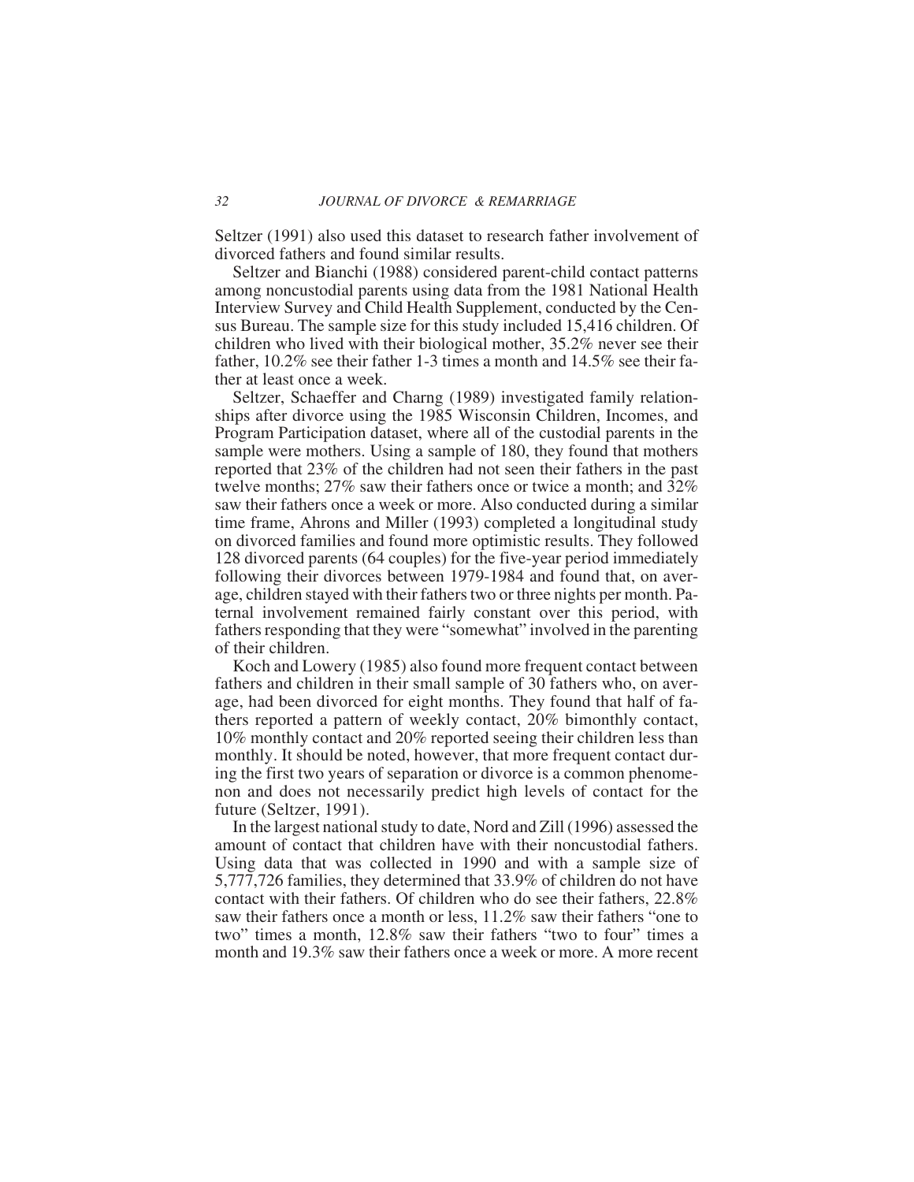Seltzer (1991) also used this dataset to research father involvement of divorced fathers and found similar results.

Seltzer and Bianchi (1988) considered parent-child contact patterns among noncustodial parents using data from the 1981 National Health Interview Survey and Child Health Supplement, conducted by the Census Bureau. The sample size for this study included 15,416 children. Of children who lived with their biological mother, 35.2% never see their father, 10.2% see their father 1-3 times a month and 14.5% see their father at least once a week.

Seltzer, Schaeffer and Charng (1989) investigated family relationships after divorce using the 1985 Wisconsin Children, Incomes, and Program Participation dataset, where all of the custodial parents in the sample were mothers. Using a sample of 180, they found that mothers reported that 23% of the children had not seen their fathers in the past twelve months; 27% saw their fathers once or twice a month; and 32% saw their fathers once a week or more. Also conducted during a similar time frame, Ahrons and Miller (1993) completed a longitudinal study on divorced families and found more optimistic results. They followed 128 divorced parents (64 couples) for the five-year period immediately following their divorces between 1979-1984 and found that, on average, children stayed with their fathers two or three nights per month. Paternal involvement remained fairly constant over this period, with fathers responding that they were "somewhat" involved in the parenting of their children.

Koch and Lowery (1985) also found more frequent contact between fathers and children in their small sample of 30 fathers who, on average, had been divorced for eight months. They found that half of fathers reported a pattern of weekly contact, 20% bimonthly contact, 10% monthly contact and 20% reported seeing their children less than monthly. It should be noted, however, that more frequent contact during the first two years of separation or divorce is a common phenomenon and does not necessarily predict high levels of contact for the future (Seltzer, 1991).

In the largest national study to date, Nord and Zill (1996) assessed the amount of contact that children have with their noncustodial fathers. Using data that was collected in 1990 and with a sample size of 5,777,726 families, they determined that 33.9% of children do not have contact with their fathers. Of children who do see their fathers, 22.8% saw their fathers once a month or less, 11.2% saw their fathers "one to two" times a month, 12.8% saw their fathers "two to four" times a month and 19.3% saw their fathers once a week or more. A more recent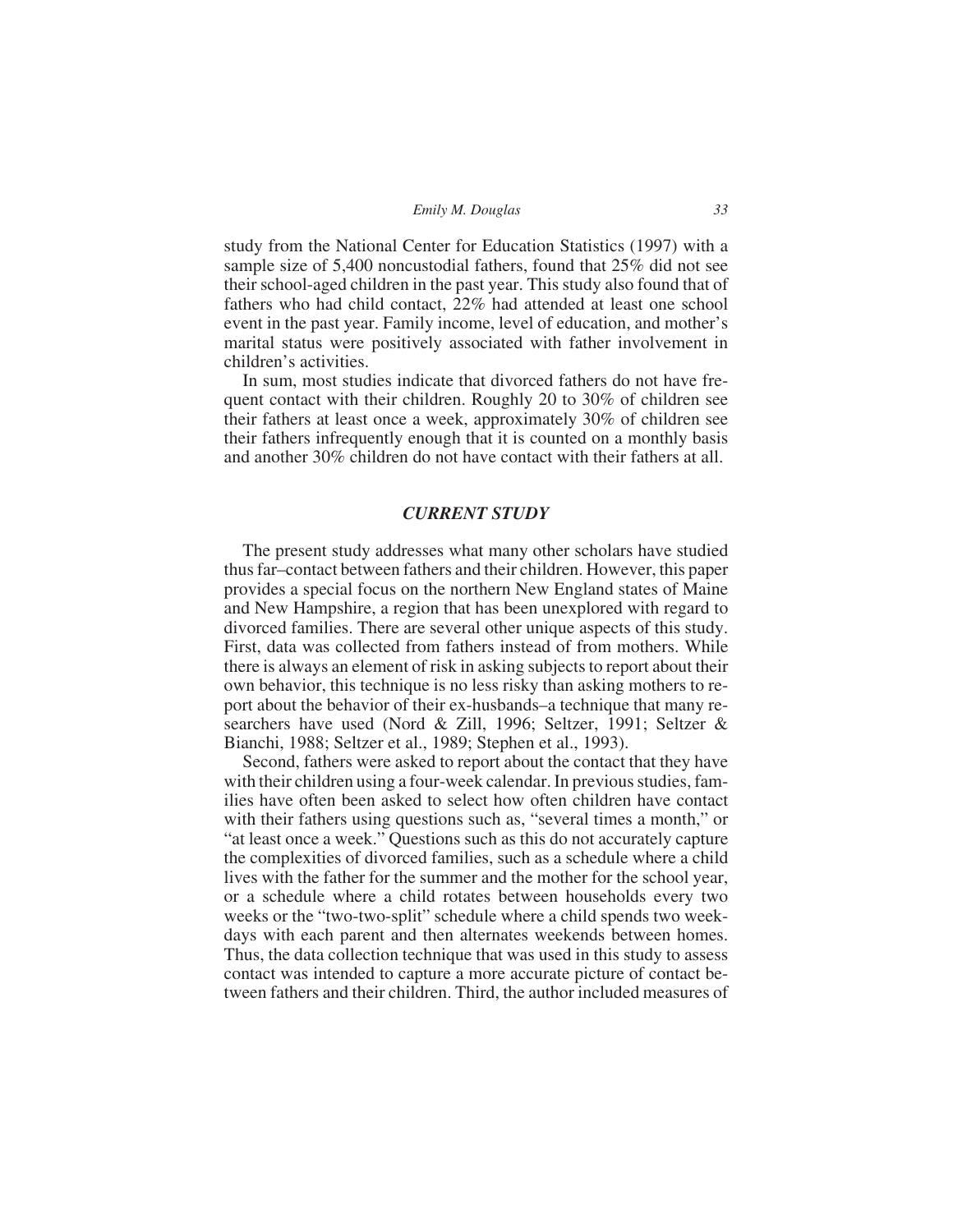study from the National Center for Education Statistics (1997) with a sample size of 5,400 noncustodial fathers, found that 25% did not see their school-aged children in the past year. This study also found that of fathers who had child contact, 22% had attended at least one school event in the past year. Family income, level of education, and mother's marital status were positively associated with father involvement in children's activities.

In sum, most studies indicate that divorced fathers do not have frequent contact with their children. Roughly 20 to 30% of children see their fathers at least once a week, approximately 30% of children see their fathers infrequently enough that it is counted on a monthly basis and another 30% children do not have contact with their fathers at all.

## *CURRENT STUDY*

The present study addresses what many other scholars have studied thus far–contact between fathers and their children. However, this paper provides a special focus on the northern New England states of Maine and New Hampshire, a region that has been unexplored with regard to divorced families. There are several other unique aspects of this study. First, data was collected from fathers instead of from mothers. While there is always an element of risk in asking subjects to report about their own behavior, this technique is no less risky than asking mothers to report about the behavior of their ex-husbands–a technique that many researchers have used (Nord & Zill, 1996; Seltzer, 1991; Seltzer & Bianchi, 1988; Seltzer et al., 1989; Stephen et al., 1993).

Second, fathers were asked to report about the contact that they have with their children using a four-week calendar. In previous studies, families have often been asked to select how often children have contact with their fathers using questions such as, "several times a month," or "at least once a week." Questions such as this do not accurately capture the complexities of divorced families, such as a schedule where a child lives with the father for the summer and the mother for the school year, or a schedule where a child rotates between households every two weeks or the "two-two-split" schedule where a child spends two weekdays with each parent and then alternates weekends between homes. Thus, the data collection technique that was used in this study to assess contact was intended to capture a more accurate picture of contact between fathers and their children. Third, the author included measures of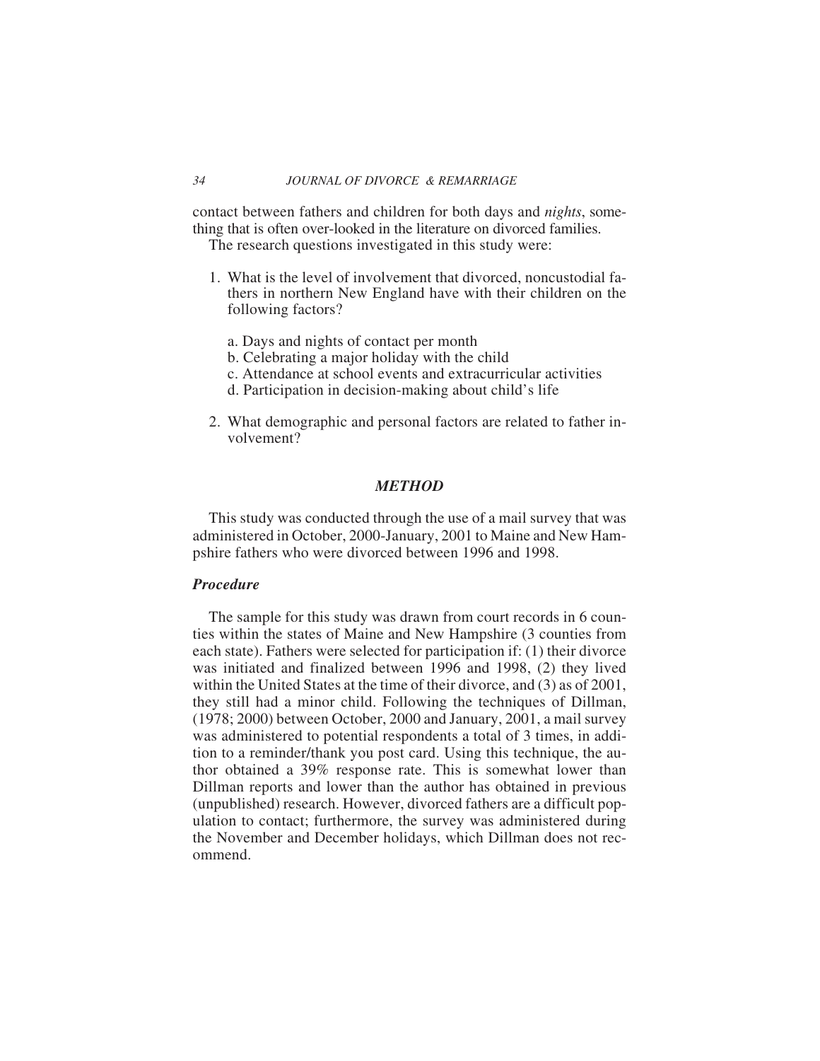contact between fathers and children for both days and *nights*, something that is often over-looked in the literature on divorced families.

The research questions investigated in this study were:

1. What is the level of involvement that divorced, noncustodial fathers in northern New England have with their children on the following factors?

   a. Days and nights of contact per month
   b. Celebrating a major holiday with the child
   c. Attendance at school events and extracurricular activities
   d. Participation in decision-making about child's life

2. What demographic and personal factors are related to father involvement?

## *METHOD*

This study was conducted through the use of a mail survey that was administered in October, 2000-January, 2001 to Maine and New Hampshire fathers who were divorced between 1996 and 1998.

### *Procedure*

The sample for this study was drawn from court records in 6 counties within the states of Maine and New Hampshire (3 counties from each state). Fathers were selected for participation if: (1) their divorce was initiated and finalized between 1996 and 1998, (2) they lived within the United States at the time of their divorce, and (3) as of 2001, they still had a minor child. Following the techniques of Dillman, (1978; 2000) between October, 2000 and January, 2001, a mail survey was administered to potential respondents a total of 3 times, in addition to a reminder/thank you post card. Using this technique, the author obtained a 39% response rate. This is somewhat lower than Dillman reports and lower than the author has obtained in previous (unpublished) research. However, divorced fathers are a difficult population to contact; furthermore, the survey was administered during the November and December holidays, which Dillman does not recommend.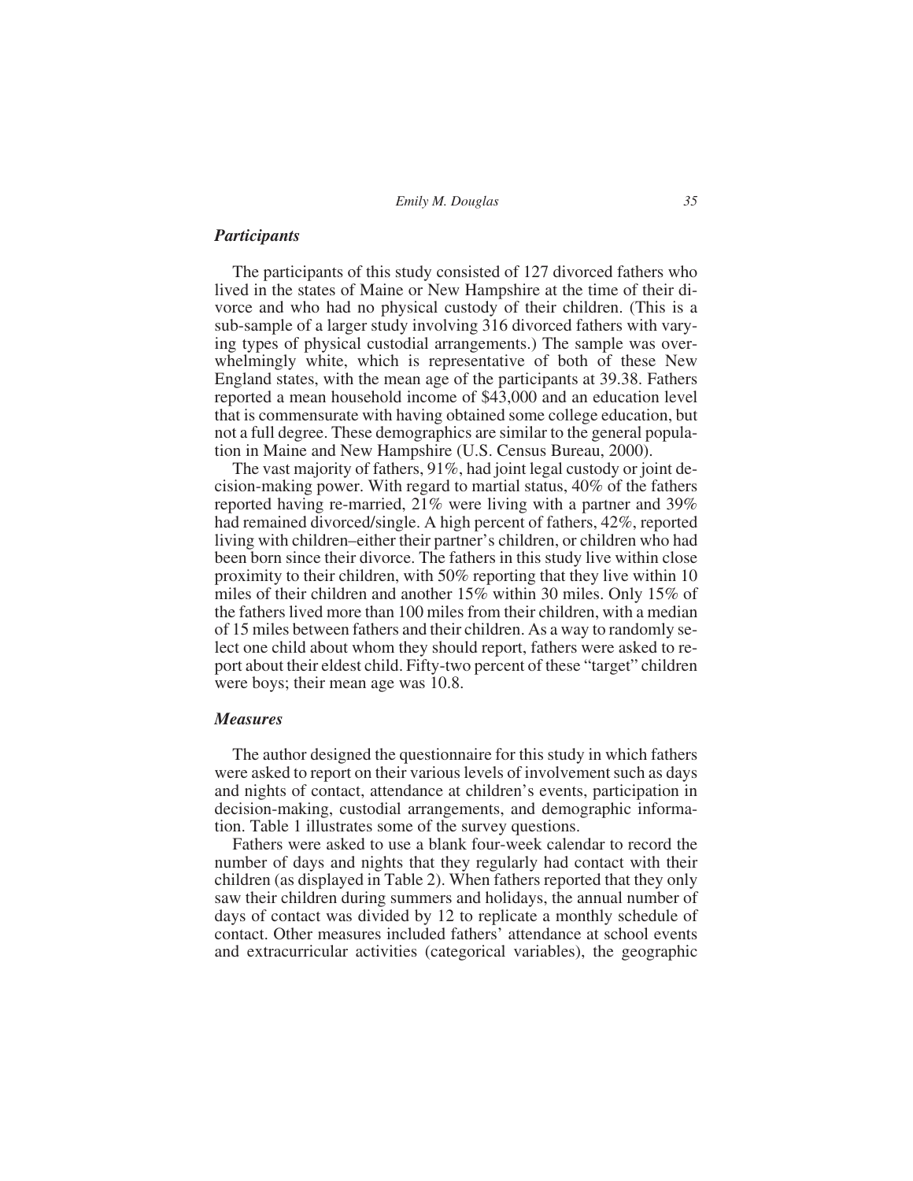### *Participants*

The participants of this study consisted of 127 divorced fathers who lived in the states of Maine or New Hampshire at the time of their divorce and who had no physical custody of their children. (This is a sub-sample of a larger study involving 316 divorced fathers with varying types of physical custodial arrangements.) The sample was overwhelmingly white, which is representative of both of these New England states, with the mean age of the participants at 39.38. Fathers reported a mean household income of $43,000 and an education level that is commensurate with having obtained some college education, but not a full degree. These demographics are similar to the general population in Maine and New Hampshire (U.S. Census Bureau, 2000).

The vast majority of fathers, 91%, had joint legal custody or joint decision-making power. With regard to martial status, 40% of the fathers reported having re-married, 21% were living with a partner and 39% had remained divorced/single. A high percent of fathers, 42%, reported living with children–either their partner's children, or children who had been born since their divorce. The fathers in this study live within close proximity to their children, with 50% reporting that they live within 10 miles of their children and another 15% within 30 miles. Only 15% of the fathers lived more than 100 miles from their children, with a median of 15 miles between fathers and their children. As a way to randomly select one child about whom they should report, fathers were asked to report about their eldest child. Fifty-two percent of these "target" children were boys; their mean age was 10.8.

### *Measures*

The author designed the questionnaire for this study in which fathers were asked to report on their various levels of involvement such as days and nights of contact, attendance at children's events, participation in decision-making, custodial arrangements, and demographic information. Table 1 illustrates some of the survey questions.

Fathers were asked to use a blank four-week calendar to record the number of days and nights that they regularly had contact with their children (as displayed in Table 2). When fathers reported that they only saw their children during summers and holidays, the annual number of days of contact was divided by 12 to replicate a monthly schedule of contact. Other measures included fathers' attendance at school events and extracurricular activities (categorical variables), the geographic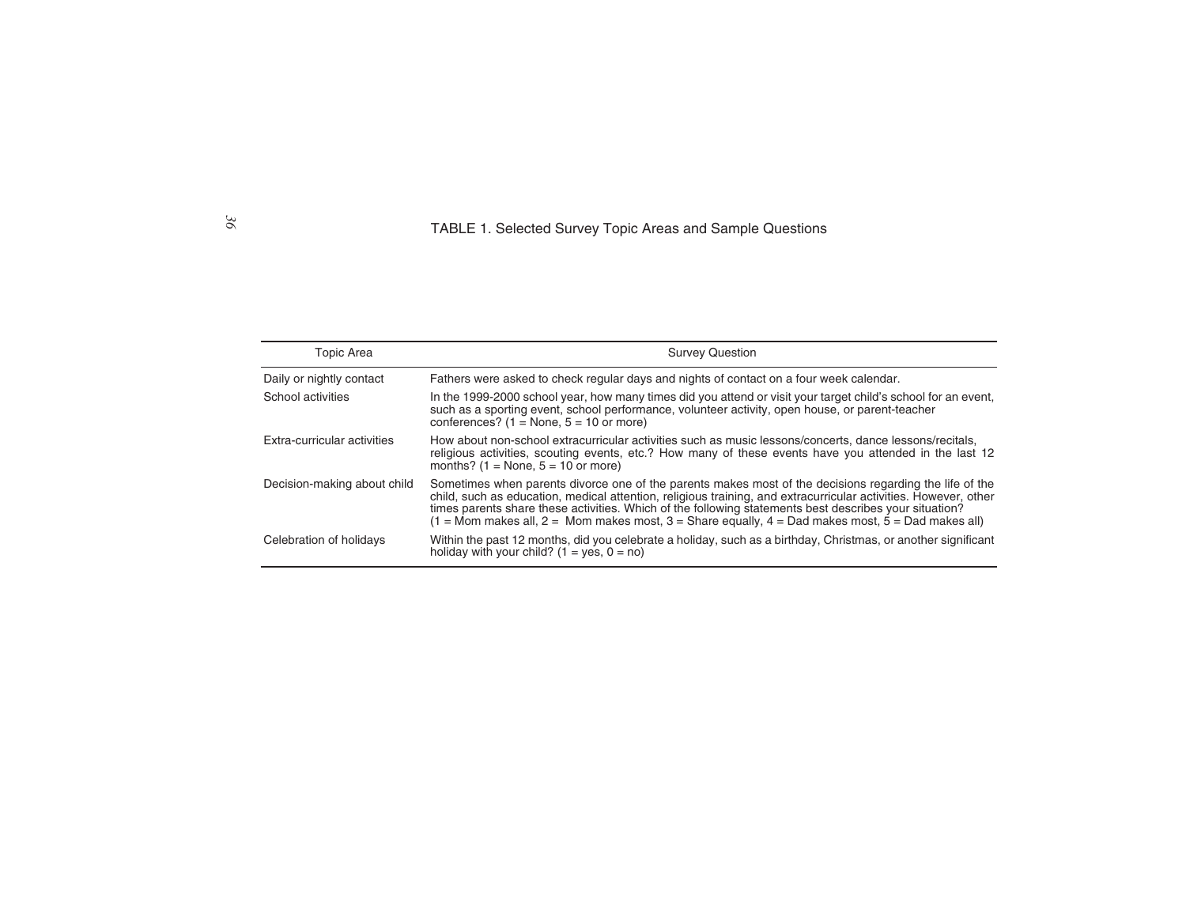TABLE 1. Selected Survey Topic Areas and Sample Questions

| Topic Area | Survey Question |
|---|---|
| Daily or nightly contact | Fathers were asked to check regular days and nights of contact on a four week calendar. |
| School activities | In the 1999-2000 school year, how many times did you attend or visit your target child's school for an event, such as a sporting event, school performance, volunteer activity, open house, or parent-teacher conferences? (1 = None, 5 = 10 or more) |
| Extra-curricular activities | How about non-school extracurricular activities such as music lessons/concerts, dance lessons/recitals, religious activities, scouting events, etc.? How many of these events have you attended in the last 12 months? (1 = None, 5 = 10 or more) |
| Decision-making about child | Sometimes when parents divorce one of the parents makes most of the decisions regarding the life of the child, such as education, medical attention, religious training, and extracurricular activities. However, other times parents share these activities. Which of the following statements best describes your situation? (1 = Mom makes all, 2 = Mom makes most, 3 = Share equally, 4 = Dad makes most, 5 = Dad makes all) |
| Celebration of holidays | Within the past 12 months, did you celebrate a holiday, such as a birthday, Christmas, or another significant holiday with your child? (1 = yes, 0 = no) |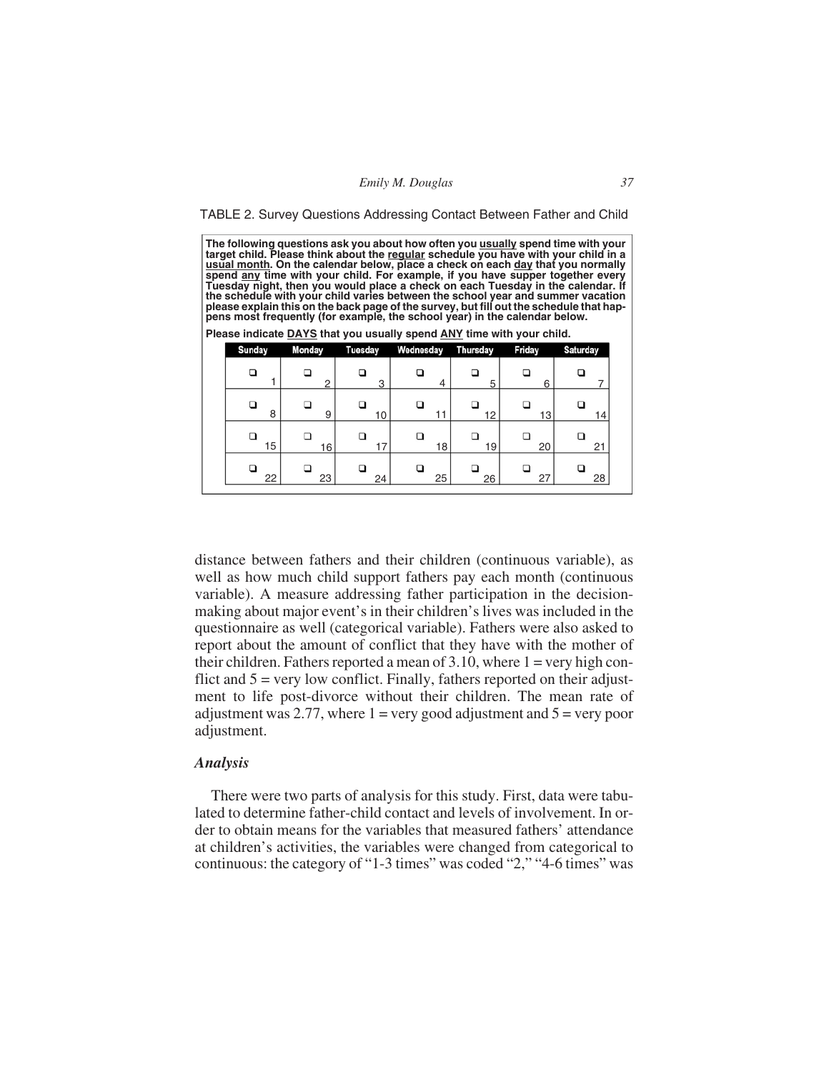TABLE 2. Survey Questions Addressing Contact Between Father and Child

**The following questions ask you about how often you usually spend time with your target child. Please think about the regular schedule you have with your child in a usual month. On the calendar below, place a check on each day that you normally spend any time with your child. For example, if you have supper together every Tuesday night, then you would place a check on each Tuesday in the calendar. If the schedule with your child varies between the school year and summer vacation please explain this on the back page of the survey, but fill out the schedule that happens most frequently (for example, the school year) in the calendar below.**

**Please indicate DAYS that you usually spend ANY time with your child.**

| Sunday | Monday | Tuesday | Wednesday | Thursday | Friday | Saturday |
|---|---|---|---|---|---|---|
| ❑ 1 | ❑ 2 | ❑ 3 | ❑ 4 | ❑ 5 | ❑ 6 | ❑ 7 |
| ❑ 8 | ❑ 9 | ❑ 10 | ❑ 11 | ❑ 12 | ❑ 13 | ❑ 14 |
| ❑ 15 | ❑ 16 | ❑ 17 | ❑ 18 | ❑ 19 | ❑ 20 | ❑ 21 |
| ❑ 22 | ❑ 23 | ❑ 24 | ❑ 25 | ❑ 26 | ❑ 27 | ❑ 28 |

distance between fathers and their children (continuous variable), as well as how much child support fathers pay each month (continuous variable). A measure addressing father participation in the decision-making about major event's in their children's lives was included in the questionnaire as well (categorical variable). Fathers were also asked to report about the amount of conflict that they have with the mother of their children. Fathers reported a mean of 3.10, where 1 = very high conflict and 5 = very low conflict. Finally, fathers reported on their adjustment to life post-divorce without their children. The mean rate of adjustment was 2.77, where 1 = very good adjustment and 5 = very poor adjustment.

### *Analysis*

There were two parts of analysis for this study. First, data were tabulated to determine father-child contact and levels of involvement. In order to obtain means for the variables that measured fathers' attendance at children's activities, the variables were changed from categorical to continuous: the category of "1-3 times" was coded "2," "4-6 times" was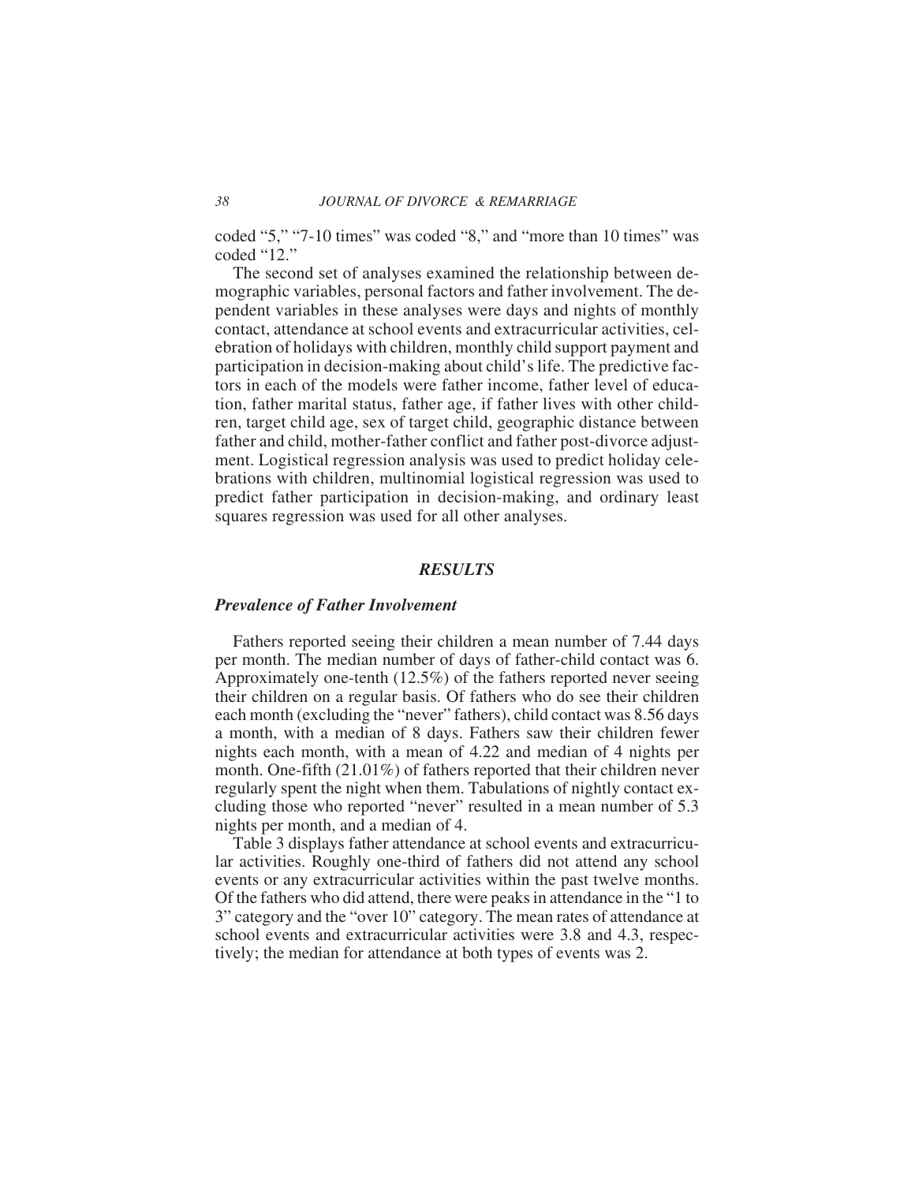coded "5," "7-10 times" was coded "8," and "more than 10 times" was coded "12."

The second set of analyses examined the relationship between demographic variables, personal factors and father involvement. The dependent variables in these analyses were days and nights of monthly contact, attendance at school events and extracurricular activities, celebration of holidays with children, monthly child support payment and participation in decision-making about child's life. The predictive factors in each of the models were father income, father level of education, father marital status, father age, if father lives with other children, target child age, sex of target child, geographic distance between father and child, mother-father conflict and father post-divorce adjustment. Logistical regression analysis was used to predict holiday celebrations with children, multinomial logistical regression was used to predict father participation in decision-making, and ordinary least squares regression was used for all other analyses.

## *RESULTS*

### *Prevalence of Father Involvement*

Fathers reported seeing their children a mean number of 7.44 days per month. The median number of days of father-child contact was 6. Approximately one-tenth (12.5%) of the fathers reported never seeing their children on a regular basis. Of fathers who do see their children each month (excluding the "never" fathers), child contact was 8.56 days a month, with a median of 8 days. Fathers saw their children fewer nights each month, with a mean of 4.22 and median of 4 nights per month. One-fifth (21.01%) of fathers reported that their children never regularly spent the night when them. Tabulations of nightly contact excluding those who reported "never" resulted in a mean number of 5.3 nights per month, and a median of 4.

Table 3 displays father attendance at school events and extracurricular activities. Roughly one-third of fathers did not attend any school events or any extracurricular activities within the past twelve months. Of the fathers who did attend, there were peaks in attendance in the "1 to 3" category and the "over 10" category. The mean rates of attendance at school events and extracurricular activities were 3.8 and 4.3, respectively; the median for attendance at both types of events was 2.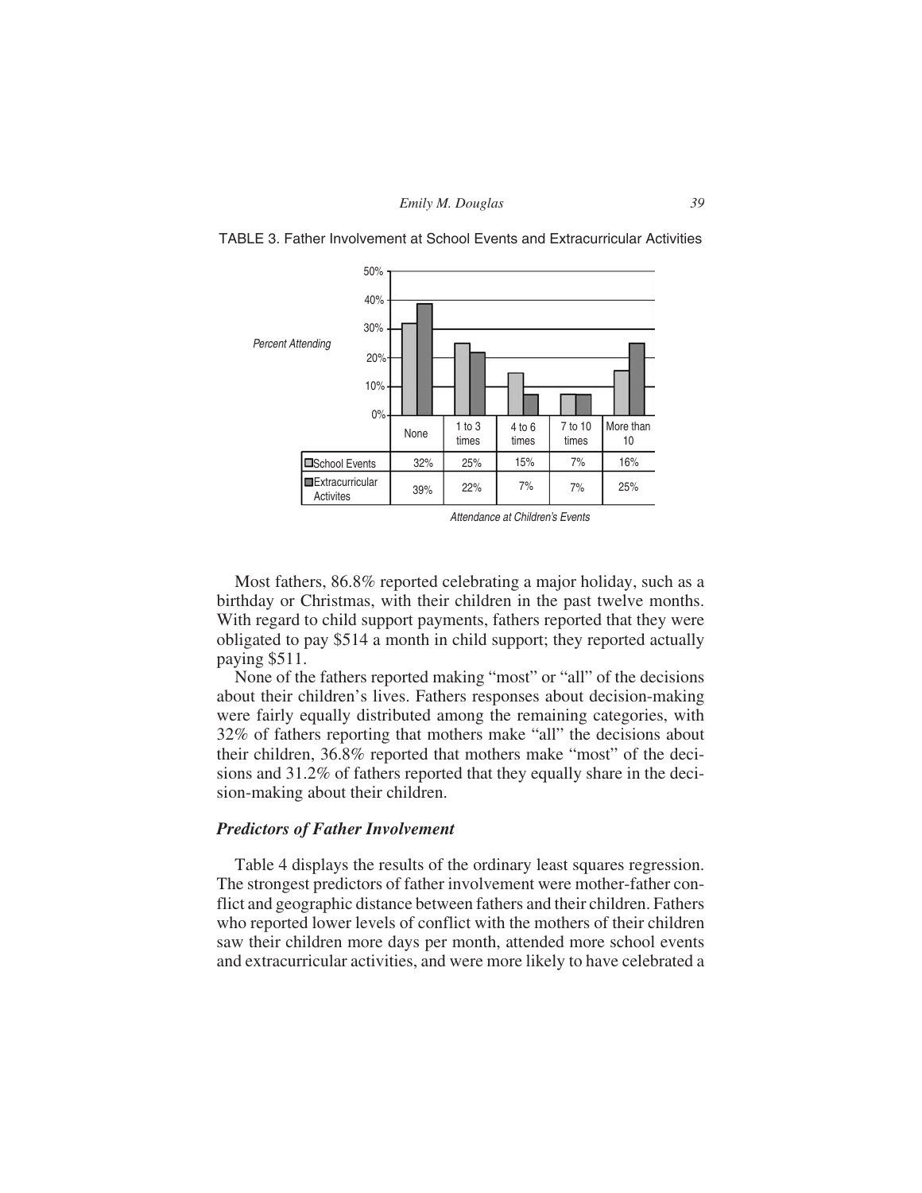TABLE 3. Father Involvement at School Events and Extracurricular Activities

| Attendance at Children's Events | None | 1 to 3 times | 4 to 6 times | 7 to 10 times | More than 10 |
|---|---|---|---|---|---|
| School Events | 32% | 25% | 15% | 7% | 16% |
| Extracurricular Activites | 39% | 22% | 7% | 7% | 25% |

Most fathers, 86.8% reported celebrating a major holiday, such as a birthday or Christmas, with their children in the past twelve months. With regard to child support payments, fathers reported that they were obligated to pay $514 a month in child support; they reported actually paying $511.

None of the fathers reported making "most" or "all" of the decisions about their children's lives. Fathers responses about decision-making were fairly equally distributed among the remaining categories, with 32% of fathers reporting that mothers make "all" the decisions about their children, 36.8% reported that mothers make "most" of the decisions and 31.2% of fathers reported that they equally share in the decision-making about their children.

### *Predictors of Father Involvement*

Table 4 displays the results of the ordinary least squares regression. The strongest predictors of father involvement were mother-father conflict and geographic distance between fathers and their children. Fathers who reported lower levels of conflict with the mothers of their children saw their children more days per month, attended more school events and extracurricular activities, and were more likely to have celebrated a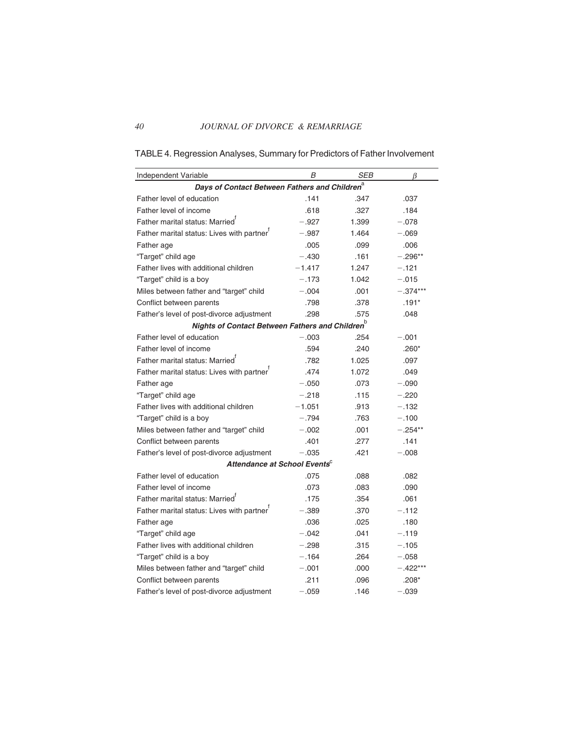TABLE 4. Regression Analyses, Summary for Predictors of Father Involvement

| Independent Variable | *B* | *SEB* | $\beta$ |
|---|---|---|---|
| ***Days of Contact Between Fathers and Children*** [a] | | | |
| Father level of education | .141 | .347 | .037 |
| Father level of income | .618 | .327 | .184 |
| Father marital status: Married [f] | −.927 | 1.399 | −.078 |
| Father marital status: Lives with partner [f] | −.987 | 1.464 | −.069 |
| Father age | .005 | .099 | .006 |
| "Target" child age | −.430 | .161 | −.296** |
| Father lives with additional children | −1.417 | 1.247 | −.121 |
| "Target" child is a boy | −.173 | 1.042 | −.015 |
| Miles between father and "target" child | −.004 | .001 | −.374*** |
| Conflict between parents | .798 | .378 | .191* |
| Father's level of post-divorce adjustment | .298 | .575 | .048 |
| ***Nights of Contact Between Fathers and Children*** [b] | | | |
| Father level of education | −.003 | .254 | −.001 |
| Father level of income | .594 | .240 | .260* |
| Father marital status: Married [f] | .782 | 1.025 | .097 |
| Father marital status: Lives with partner [f] | .474 | 1.072 | .049 |
| Father age | −.050 | .073 | −.090 |
| "Target" child age | −.218 | .115 | −.220 |
| Father lives with additional children | −1.051 | .913 | −.132 |
| "Target" child is a boy | −.794 | .763 | −.100 |
| Miles between father and "target" child | −.002 | .001 | −.254** |
| Conflict between parents | .401 | .277 | .141 |
| Father's level of post-divorce adjustment | −.035 | .421 | −.008 |
| ***Attendance at School Events*** [c] | | | |
| Father level of education | .075 | .088 | .082 |
| Father level of income | .073 | .083 | .090 |
| Father marital status: Married [f] | .175 | .354 | .061 |
| Father marital status: Lives with partner [f] | −.389 | .370 | −.112 |
| Father age | .036 | .025 | .180 |
| "Target" child age | −.042 | .041 | −.119 |
| Father lives with additional children | −.298 | .315 | −.105 |
| "Target" child is a boy | −.164 | .264 | −.058 |
| Miles between father and "target" child | −.001 | .000 | −.422*** |
| Conflict between parents | .211 | .096 | .208* |
| Father's level of post-divorce adjustment | −.059 | .146 | −.039 |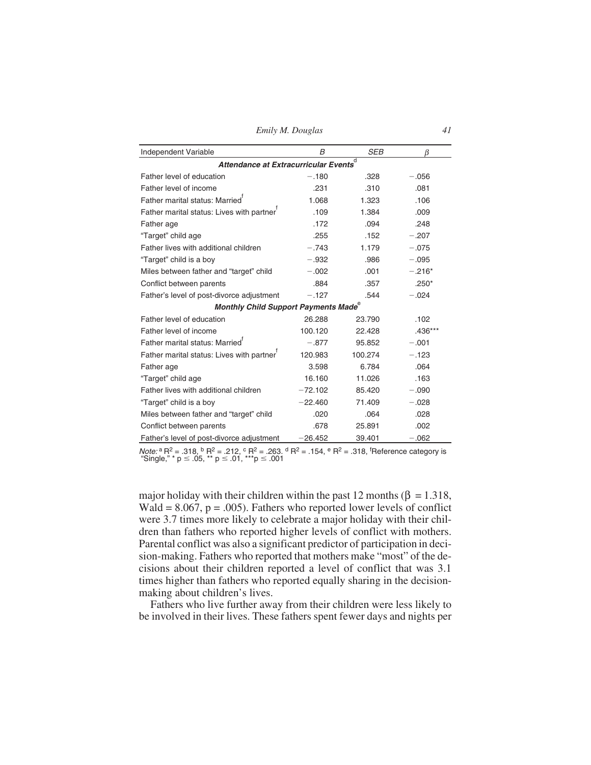| Independent Variable | *B* | *SEB* | *β* |
|---|---|---|---|
| ***Attendance at Extracurricular Events***[d] | | | |
| Father level of education | −.180 | .328 | −.056 |
| Father level of income | .231 | .310 | .081 |
| Father marital status: Married[f] | 1.068 | 1.323 | .106 |
| Father marital status: Lives with partner[f] | .109 | 1.384 | .009 |
| Father age | .172 | .094 | .248 |
| "Target" child age | .255 | .152 | −.207 |
| Father lives with additional children | −.743 | 1.179 | −.075 |
| "Target" child is a boy | −.932 | .986 | −.095 |
| Miles between father and "target" child | −.002 | .001 | −.216* |
| Conflict between parents | .884 | .357 | .250* |
| Father's level of post-divorce adjustment | −.127 | .544 | −.024 |
| ***Monthly Child Support Payments Made***[e] | | | |
| Father level of education | 26.288 | 23.790 | .102 |
| Father level of income | 100.120 | 22.428 | .436*** |
| Father marital status: Married[f] | −.877 | 95.852 | −.001 |
| Father marital status: Lives with partner[f] | 120.983 | 100.274 | −.123 |
| Father age | 3.598 | 6.784 | .064 |
| "Target" child age | 16.160 | 11.026 | .163 |
| Father lives with additional children | −72.102 | 85.420 | −.090 |
| "Target" child is a boy | −22.460 | 71.409 | −.028 |
| Miles between father and "target" child | .020 | .064 | .028 |
| Conflict between parents | .678 | 25.891 | .002 |
| Father's level of post-divorce adjustment | −26.452 | 39.401 | −.062 |

*Note:* [a] $R^2 = .318$, [b] $R^2 = .212$, [c] $R^2 = .263$. [d] $R^2 = .154$, [e] $R^2 = .318$, [f]Reference category is "Single," * $p \leq .05$, ** $p \leq .01$, *** $p \leq .001$

major holiday with their children within the past 12 months ($\beta = 1.318$, Wald = 8.067, $p = .005$). Fathers who reported lower levels of conflict were 3.7 times more likely to celebrate a major holiday with their children than fathers who reported higher levels of conflict with mothers. Parental conflict was also a significant predictor of participation in decision-making. Fathers who reported that mothers make "most" of the decisions about their children reported a level of conflict that was 3.1 times higher than fathers who reported equally sharing in the decision-making about children's lives.

Fathers who live further away from their children were less likely to be involved in their lives. These fathers spent fewer days and nights per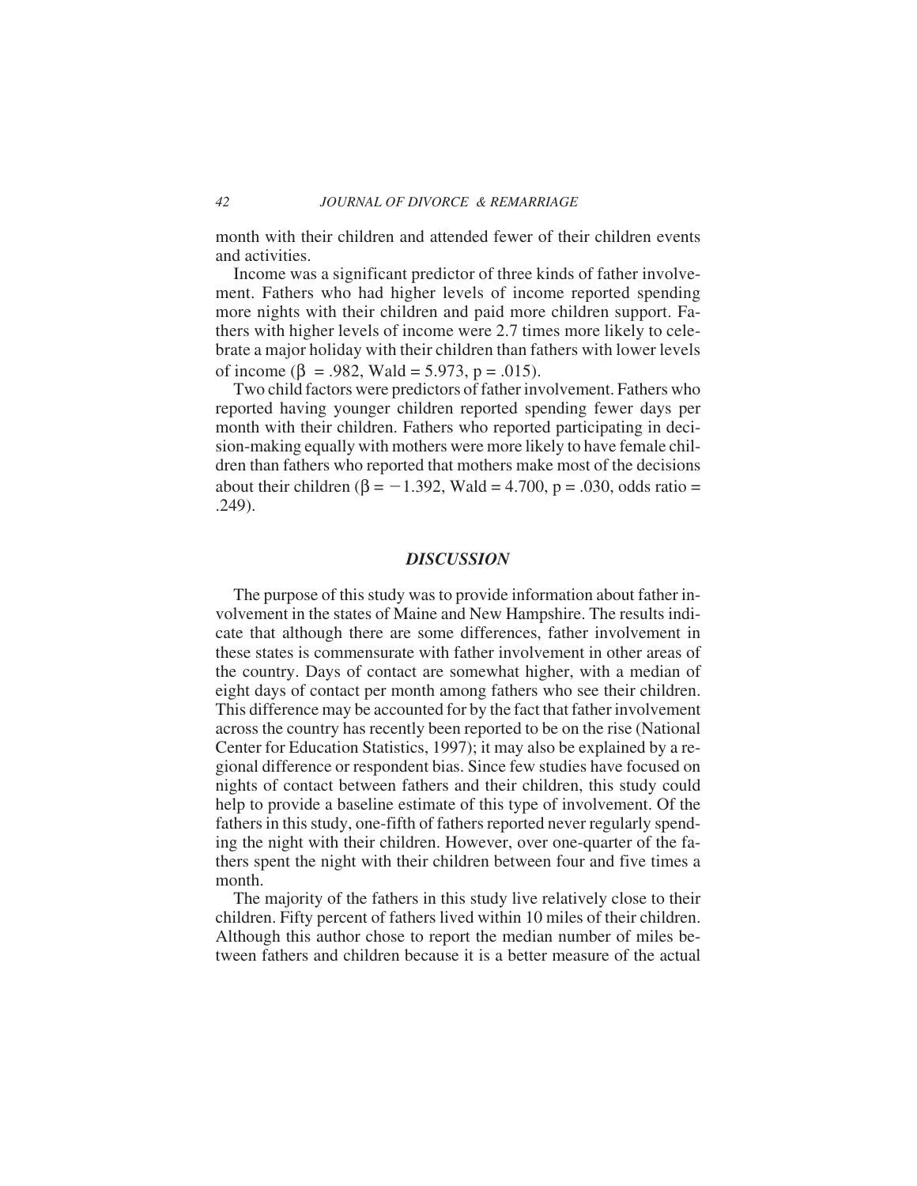month with their children and attended fewer of their children events and activities.

Income was a significant predictor of three kinds of father involvement. Fathers who had higher levels of income reported spending more nights with their children and paid more children support. Fathers with higher levels of income were 2.7 times more likely to celebrate a major holiday with their children than fathers with lower levels of income ($\beta$ = .982, Wald = 5.973, p = .015).

Two child factors were predictors of father involvement. Fathers who reported having younger children reported spending fewer days per month with their children. Fathers who reported participating in decision-making equally with mothers were more likely to have female children than fathers who reported that mothers make most of the decisions about their children ($\beta$ = −1.392, Wald = 4.700, p = .030, odds ratio = .249).

## *DISCUSSION*

The purpose of this study was to provide information about father involvement in the states of Maine and New Hampshire. The results indicate that although there are some differences, father involvement in these states is commensurate with father involvement in other areas of the country. Days of contact are somewhat higher, with a median of eight days of contact per month among fathers who see their children. This difference may be accounted for by the fact that father involvement across the country has recently been reported to be on the rise (National Center for Education Statistics, 1997); it may also be explained by a regional difference or respondent bias. Since few studies have focused on nights of contact between fathers and their children, this study could help to provide a baseline estimate of this type of involvement. Of the fathers in this study, one-fifth of fathers reported never regularly spending the night with their children. However, over one-quarter of the fathers spent the night with their children between four and five times a month.

The majority of the fathers in this study live relatively close to their children. Fifty percent of fathers lived within 10 miles of their children. Although this author chose to report the median number of miles between fathers and children because it is a better measure of the actual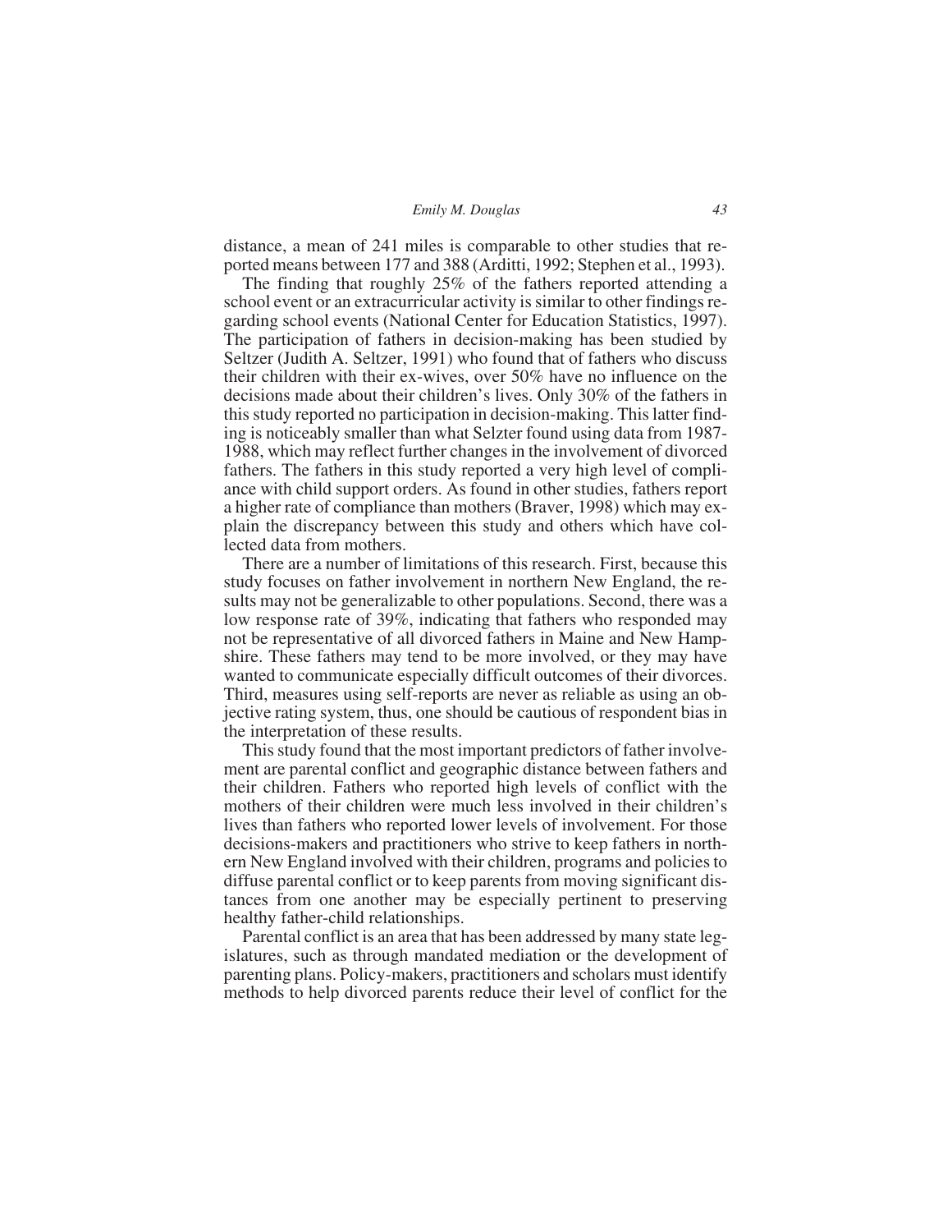distance, a mean of 241 miles is comparable to other studies that reported means between 177 and 388 (Arditti, 1992; Stephen et al., 1993).

The finding that roughly 25% of the fathers reported attending a school event or an extracurricular activity is similar to other findings regarding school events (National Center for Education Statistics, 1997). The participation of fathers in decision-making has been studied by Seltzer (Judith A. Seltzer, 1991) who found that of fathers who discuss their children with their ex-wives, over 50% have no influence on the decisions made about their children's lives. Only 30% of the fathers in this study reported no participation in decision-making. This latter finding is noticeably smaller than what Selzter found using data from 1987-1988, which may reflect further changes in the involvement of divorced fathers. The fathers in this study reported a very high level of compliance with child support orders. As found in other studies, fathers report a higher rate of compliance than mothers (Braver, 1998) which may explain the discrepancy between this study and others which have collected data from mothers.

There are a number of limitations of this research. First, because this study focuses on father involvement in northern New England, the results may not be generalizable to other populations. Second, there was a low response rate of 39%, indicating that fathers who responded may not be representative of all divorced fathers in Maine and New Hampshire. These fathers may tend to be more involved, or they may have wanted to communicate especially difficult outcomes of their divorces. Third, measures using self-reports are never as reliable as using an objective rating system, thus, one should be cautious of respondent bias in the interpretation of these results.

This study found that the most important predictors of father involvement are parental conflict and geographic distance between fathers and their children. Fathers who reported high levels of conflict with the mothers of their children were much less involved in their children's lives than fathers who reported lower levels of involvement. For those decisions-makers and practitioners who strive to keep fathers in northern New England involved with their children, programs and policies to diffuse parental conflict or to keep parents from moving significant distances from one another may be especially pertinent to preserving healthy father-child relationships.

Parental conflict is an area that has been addressed by many state legislatures, such as through mandated mediation or the development of parenting plans. Policy-makers, practitioners and scholars must identify methods to help divorced parents reduce their level of conflict for the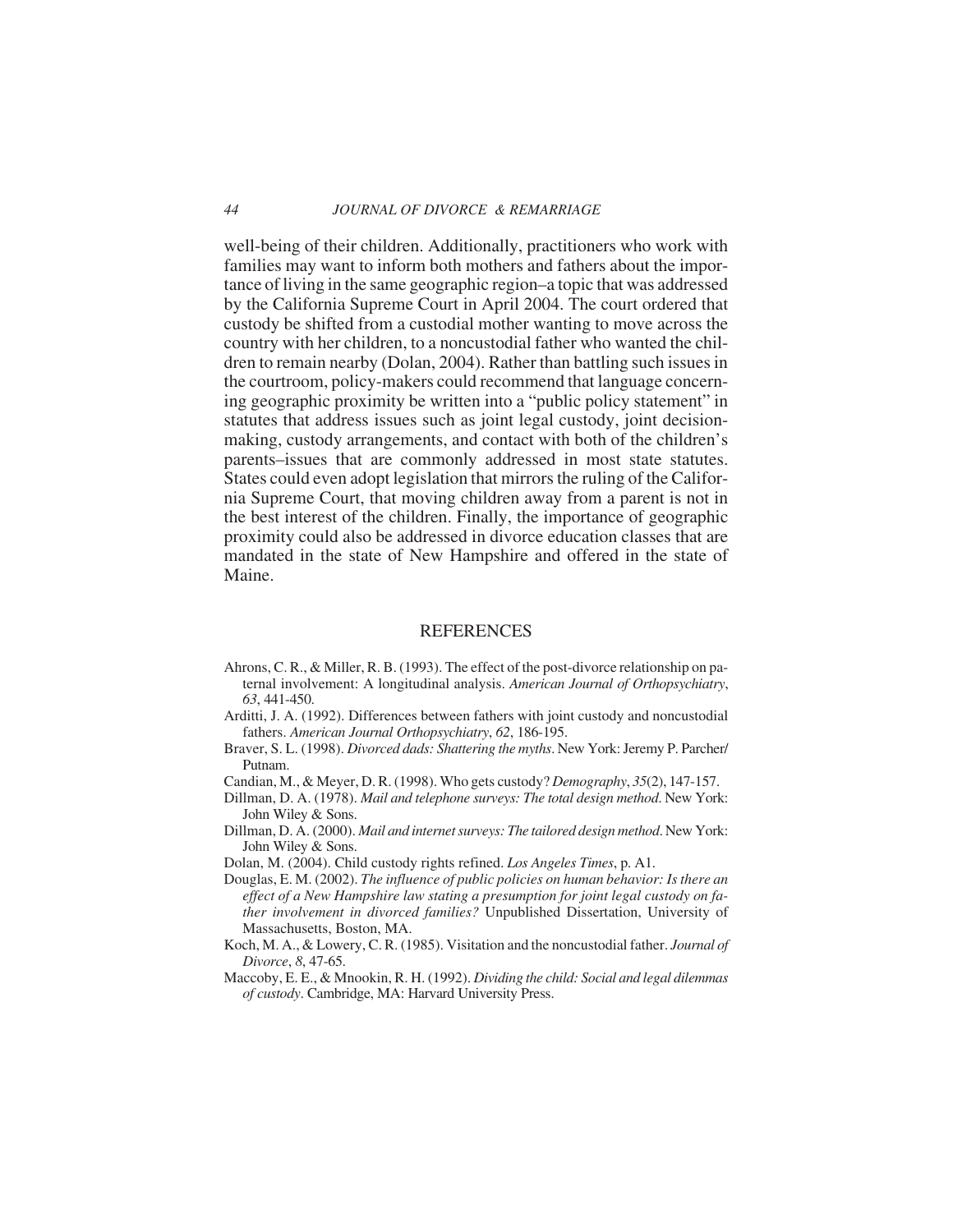well-being of their children. Additionally, practitioners who work with families may want to inform both mothers and fathers about the importance of living in the same geographic region–a topic that was addressed by the California Supreme Court in April 2004. The court ordered that custody be shifted from a custodial mother wanting to move across the country with her children, to a noncustodial father who wanted the children to remain nearby (Dolan, 2004). Rather than battling such issues in the courtroom, policy-makers could recommend that language concerning geographic proximity be written into a "public policy statement" in statutes that address issues such as joint legal custody, joint decision-making, custody arrangements, and contact with both of the children's parents–issues that are commonly addressed in most state statutes. States could even adopt legislation that mirrors the ruling of the California Supreme Court, that moving children away from a parent is not in the best interest of the children. Finally, the importance of geographic proximity could also be addressed in divorce education classes that are mandated in the state of New Hampshire and offered in the state of Maine.

## REFERENCES

Ahrons, C. R., & Miller, R. B. (1993). The effect of the post-divorce relationship on paternal involvement: A longitudinal analysis. *American Journal of Orthopsychiatry*, *63*, 441-450.

Arditti, J. A. (1992). Differences between fathers with joint custody and noncustodial fathers. *American Journal Orthopsychiatry*, *62*, 186-195.

Braver, S. L. (1998). *Divorced dads: Shattering the myths*. New York: Jeremy P. Parcher/Putnam.

Candian, M., & Meyer, D. R. (1998). Who gets custody? *Demography*, *35*(2), 147-157.

Dillman, D. A. (1978). *Mail and telephone surveys: The total design method*. New York: John Wiley & Sons.

Dillman, D. A. (2000). *Mail and internet surveys: The tailored design method*. New York: John Wiley & Sons.

Dolan, M. (2004). Child custody rights refined. *Los Angeles Times*, p. A1.

Douglas, E. M. (2002). *The influence of public policies on human behavior: Is there an effect of a New Hampshire law stating a presumption for joint legal custody on father involvement in divorced families?* Unpublished Dissertation, University of Massachusetts, Boston, MA.

Koch, M. A., & Lowery, C. R. (1985). Visitation and the noncustodial father. *Journal of Divorce*, *8*, 47-65.

Maccoby, E. E., & Mnookin, R. H. (1992). *Dividing the child: Social and legal dilemmas of custody*. Cambridge, MA: Harvard University Press.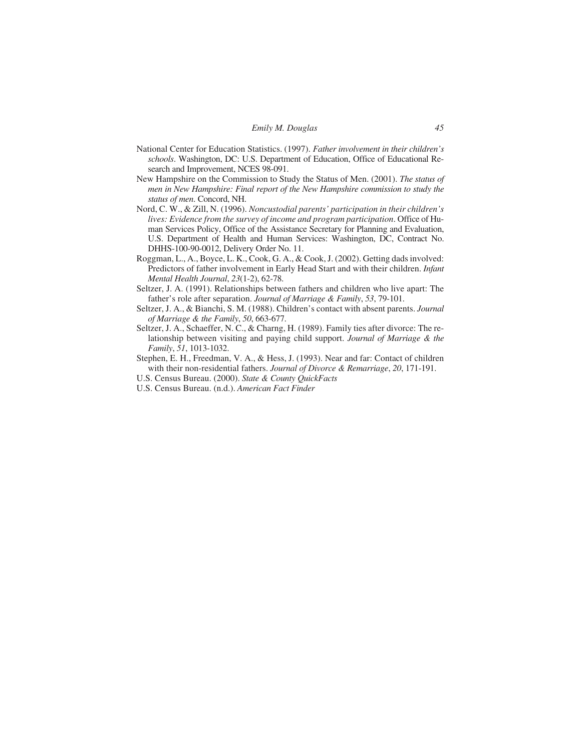National Center for Education Statistics. (1997). *Father involvement in their children's schools*. Washington, DC: U.S. Department of Education, Office of Educational Research and Improvement, NCES 98-091.

New Hampshire on the Commission to Study the Status of Men. (2001). *The status of men in New Hampshire: Final report of the New Hampshire commission to study the status of men*. Concord, NH.

Nord, C. W., & Zill, N. (1996). *Noncustodial parents' participation in their children's lives: Evidence from the survey of income and program participation*. Office of Human Services Policy, Office of the Assistance Secretary for Planning and Evaluation, U.S. Department of Health and Human Services: Washington, DC, Contract No. DHHS-100-90-0012, Delivery Order No. 11.

Roggman, L., A., Boyce, L. K., Cook, G. A., & Cook, J. (2002). Getting dads involved: Predictors of father involvement in Early Head Start and with their children. *Infant Mental Health Journal*, *23*(1-2), 62-78.

Seltzer, J. A. (1991). Relationships between fathers and children who live apart: The father's role after separation. *Journal of Marriage & Family*, *53*, 79-101.

Seltzer, J. A., & Bianchi, S. M. (1988). Children's contact with absent parents. *Journal of Marriage & the Family*, *50*, 663-677.

Seltzer, J. A., Schaeffer, N. C., & Charng, H. (1989). Family ties after divorce: The relationship between visiting and paying child support. *Journal of Marriage & the Family*, *51*, 1013-1032.

Stephen, E. H., Freedman, V. A., & Hess, J. (1993). Near and far: Contact of children with their non-residential fathers. *Journal of Divorce & Remarriage*, *20*, 171-191.

U.S. Census Bureau. (2000). *State & County QuickFacts*

U.S. Census Bureau. (n.d.). *American Fact Finder*